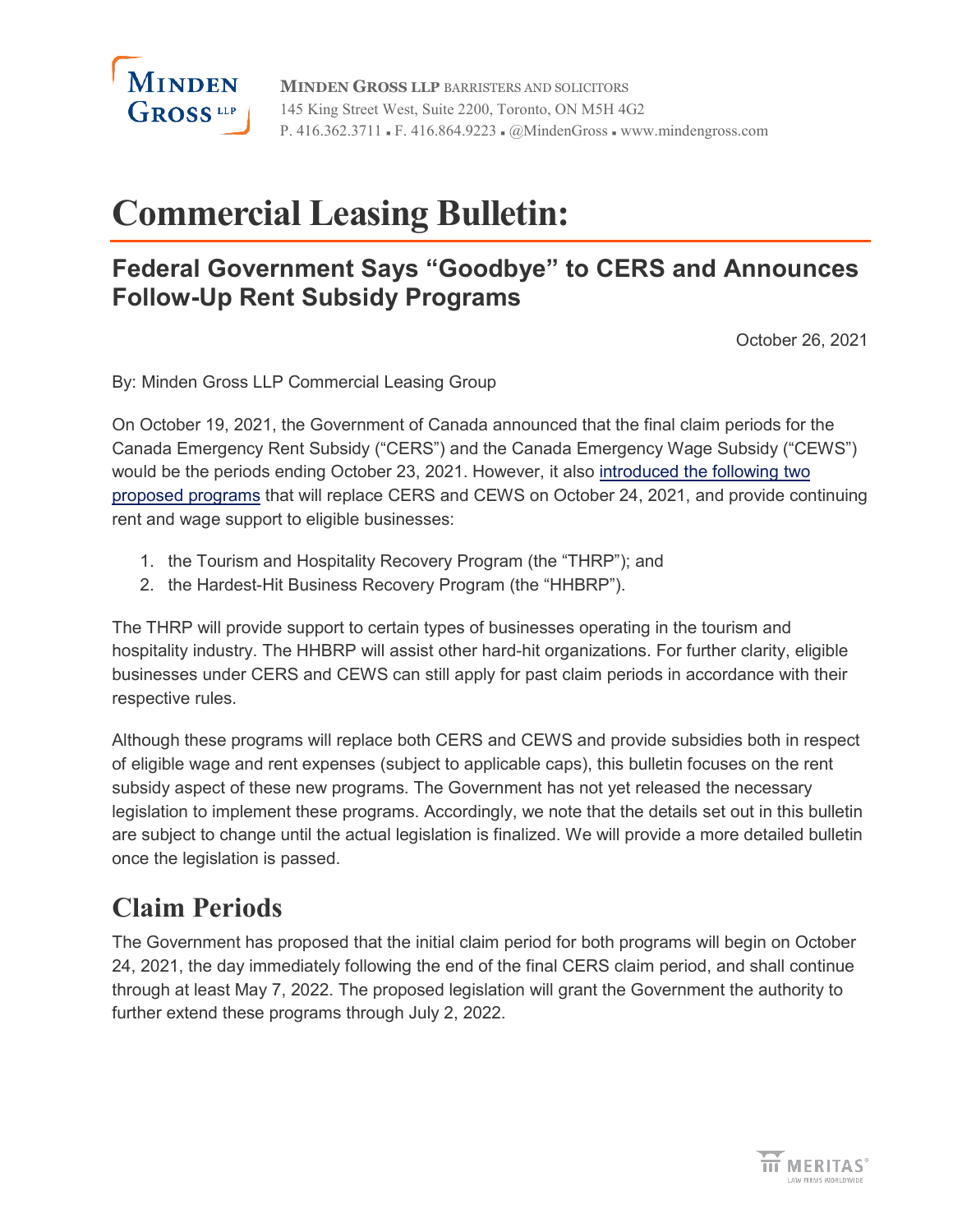**MINDEN GROSS LLP** BARRISTERS AND SOLICITORS
145 King Street West, Suite 2200, Toronto, ON M5H 4G2
P. 416.362.3711 ▪ F. 416.864.9223 ▪ @MindenGross ▪ www.mindengross.com

# Commercial Leasing Bulletin:

## Federal Government Says "Goodbye" to CERS and Announces Follow-Up Rent Subsidy Programs

October 26, 2021

By: Minden Gross LLP Commercial Leasing Group

On October 19, 2021, the Government of Canada announced that the final claim periods for the Canada Emergency Rent Subsidy ("CERS") and the Canada Emergency Wage Subsidy ("CEWS") would be the periods ending October 23, 2021. However, it also introduced the following two proposed programs that will replace CERS and CEWS on October 24, 2021, and provide continuing rent and wage support to eligible businesses:

1. the Tourism and Hospitality Recovery Program (the "THRP"); and
2. the Hardest-Hit Business Recovery Program (the "HHBRP").

The THRP will provide support to certain types of businesses operating in the tourism and hospitality industry. The HHBRP will assist other hard-hit organizations. For further clarity, eligible businesses under CERS and CEWS can still apply for past claim periods in accordance with their respective rules.

Although these programs will replace both CERS and CEWS and provide subsidies both in respect of eligible wage and rent expenses (subject to applicable caps), this bulletin focuses on the rent subsidy aspect of these new programs. The Government has not yet released the necessary legislation to implement these programs. Accordingly, we note that the details set out in this bulletin are subject to change until the actual legislation is finalized. We will provide a more detailed bulletin once the legislation is passed.

## Claim Periods

The Government has proposed that the initial claim period for both programs will begin on October 24, 2021, the day immediately following the end of the final CERS claim period, and shall continue through at least May 7, 2022. The proposed legislation will grant the Government the authority to further extend these programs through July 2, 2022.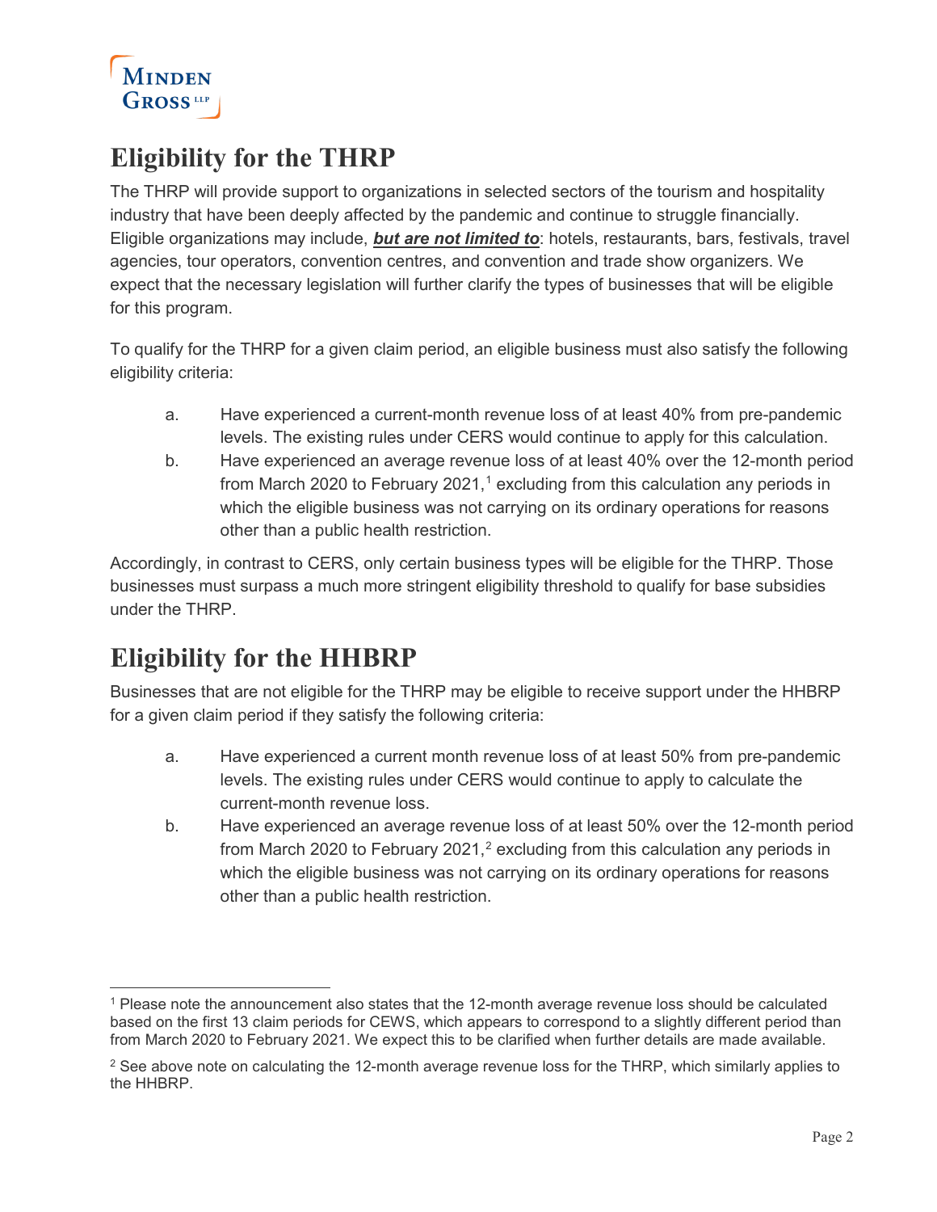## Eligibility for the THRP

The THRP will provide support to organizations in selected sectors of the tourism and hospitality industry that have been deeply affected by the pandemic and continue to struggle financially. Eligible organizations may include, ***but are not limited to***: hotels, restaurants, bars, festivals, travel agencies, tour operators, convention centres, and convention and trade show organizers. We expect that the necessary legislation will further clarify the types of businesses that will be eligible for this program.

To qualify for the THRP for a given claim period, an eligible business must also satisfy the following eligibility criteria:

a. Have experienced a current-month revenue loss of at least 40% from pre-pandemic levels. The existing rules under CERS would continue to apply for this calculation.

b. Have experienced an average revenue loss of at least 40% over the 12-month period from March 2020 to February 2021,[1] excluding from this calculation any periods in which the eligible business was not carrying on its ordinary operations for reasons other than a public health restriction.

Accordingly, in contrast to CERS, only certain business types will be eligible for the THRP. Those businesses must surpass a much more stringent eligibility threshold to qualify for base subsidies under the THRP.

## Eligibility for the HHBRP

Businesses that are not eligible for the THRP may be eligible to receive support under the HHBRP for a given claim period if they satisfy the following criteria:

a. Have experienced a current month revenue loss of at least 50% from pre-pandemic levels. The existing rules under CERS would continue to apply to calculate the current-month revenue loss.

b. Have experienced an average revenue loss of at least 50% over the 12-month period from March 2020 to February 2021,[2] excluding from this calculation any periods in which the eligible business was not carrying on its ordinary operations for reasons other than a public health restriction.

---

[1] Please note the announcement also states that the 12-month average revenue loss should be calculated based on the first 13 claim periods for CEWS, which appears to correspond to a slightly different period than from March 2020 to February 2021. We expect this to be clarified when further details are made available.

[2] See above note on calculating the 12-month average revenue loss for the THRP, which similarly applies to the HHBRP.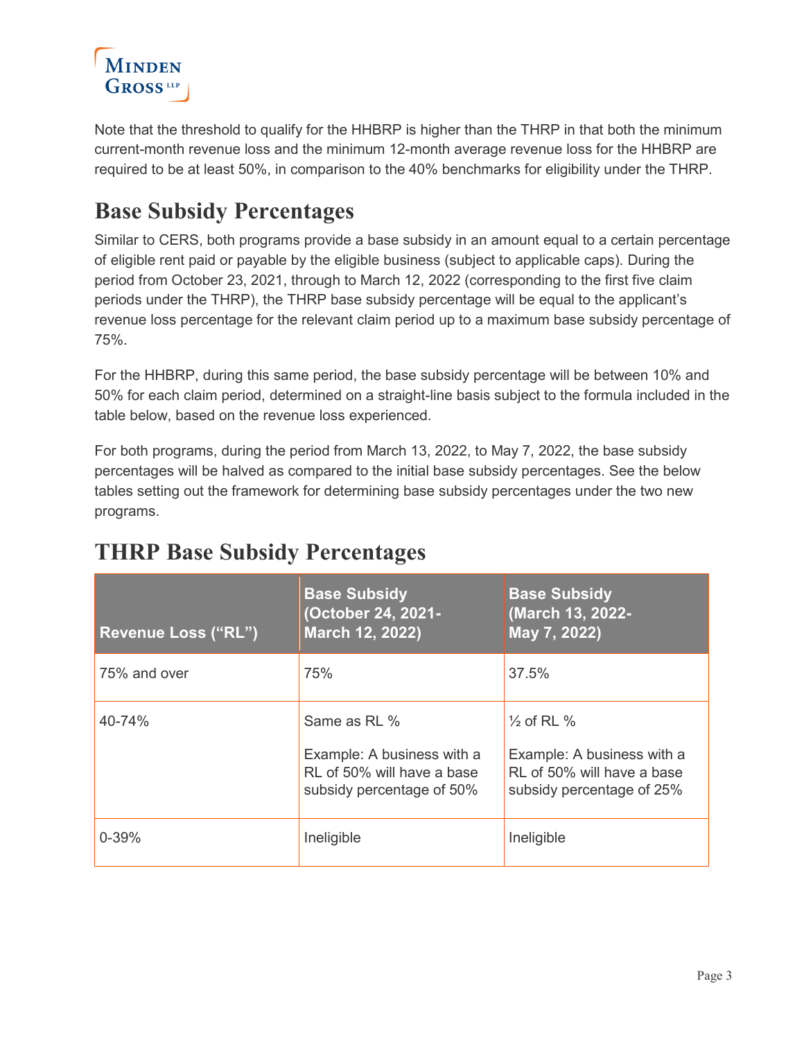Note that the threshold to qualify for the HHBRP is higher than the THRP in that both the minimum current-month revenue loss and the minimum 12-month average revenue loss for the HHBRP are required to be at least 50%, in comparison to the 40% benchmarks for eligibility under the THRP.

## Base Subsidy Percentages

Similar to CERS, both programs provide a base subsidy in an amount equal to a certain percentage of eligible rent paid or payable by the eligible business (subject to applicable caps). During the period from October 23, 2021, through to March 12, 2022 (corresponding to the first five claim periods under the THRP), the THRP base subsidy percentage will be equal to the applicant's revenue loss percentage for the relevant claim period up to a maximum base subsidy percentage of 75%.

For the HHBRP, during this same period, the base subsidy percentage will be between 10% and 50% for each claim period, determined on a straight-line basis subject to the formula included in the table below, based on the revenue loss experienced.

For both programs, during the period from March 13, 2022, to May 7, 2022, the base subsidy percentages will be halved as compared to the initial base subsidy percentages. See the below tables setting out the framework for determining base subsidy percentages under the two new programs.

## THRP Base Subsidy Percentages

| Revenue Loss ("RL") | Base Subsidy (October 24, 2021-March 12, 2022) | Base Subsidy (March 13, 2022-May 7, 2022) |
|---|---|---|
| 75% and over | 75% | 37.5% |
| 40-74% | Same as RL %<br><br>Example: A business with a RL of 50% will have a base subsidy percentage of 50% | ½ of RL %<br><br>Example: A business with a RL of 50% will have a base subsidy percentage of 25% |
| 0-39% | Ineligible | Ineligible |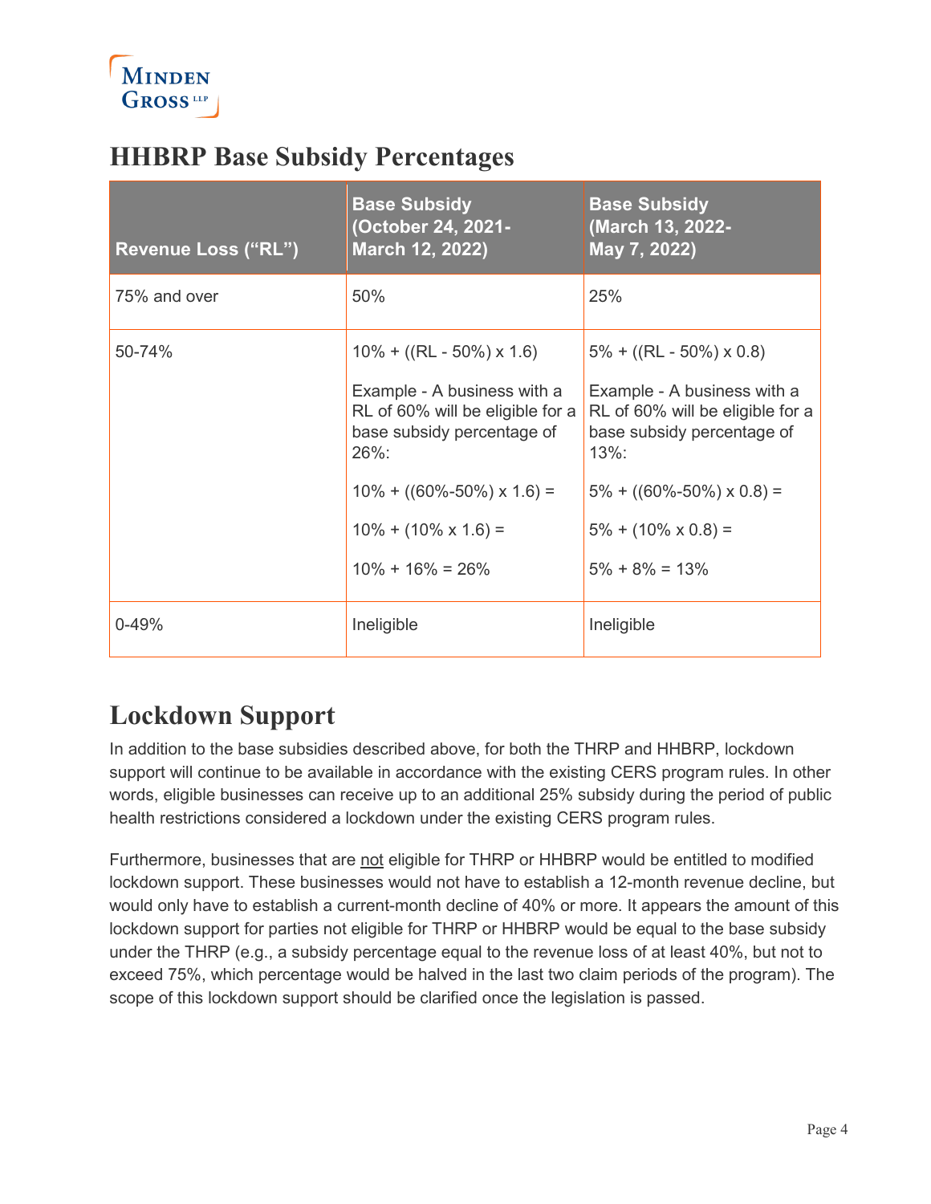## HHBRP Base Subsidy Percentages

| Revenue Loss ("RL") | Base Subsidy (October 24, 2021- March 12, 2022) | Base Subsidy (March 13, 2022- May 7, 2022) |
|---|---|---|
| 75% and over | 50% | 25% |
| 50-74% | 10% + ((RL - 50%) x 1.6)<br><br>Example - A business with a RL of 60% will be eligible for a base subsidy percentage of 26%:<br><br>10% + ((60%-50%) x 1.6) =<br><br>10% + (10% x 1.6) =<br><br>10% + 16% = 26% | 5% + ((RL - 50%) x 0.8)<br><br>Example - A business with a RL of 60% will be eligible for a base subsidy percentage of 13%:<br><br>5% + ((60%-50%) x 0.8) =<br><br>5% + (10% x 0.8) =<br><br>5% + 8% = 13% |
| 0-49% | Ineligible | Ineligible |

## Lockdown Support

In addition to the base subsidies described above, for both the THRP and HHBRP, lockdown support will continue to be available in accordance with the existing CERS program rules. In other words, eligible businesses can receive up to an additional 25% subsidy during the period of public health restrictions considered a lockdown under the existing CERS program rules.

Furthermore, businesses that are not eligible for THRP or HHBRP would be entitled to modified lockdown support. These businesses would not have to establish a 12-month revenue decline, but would only have to establish a current-month decline of 40% or more. It appears the amount of this lockdown support for parties not eligible for THRP or HHBRP would be equal to the base subsidy under the THRP (e.g., a subsidy percentage equal to the revenue loss of at least 40%, but not to exceed 75%, which percentage would be halved in the last two claim periods of the program). The scope of this lockdown support should be clarified once the legislation is passed.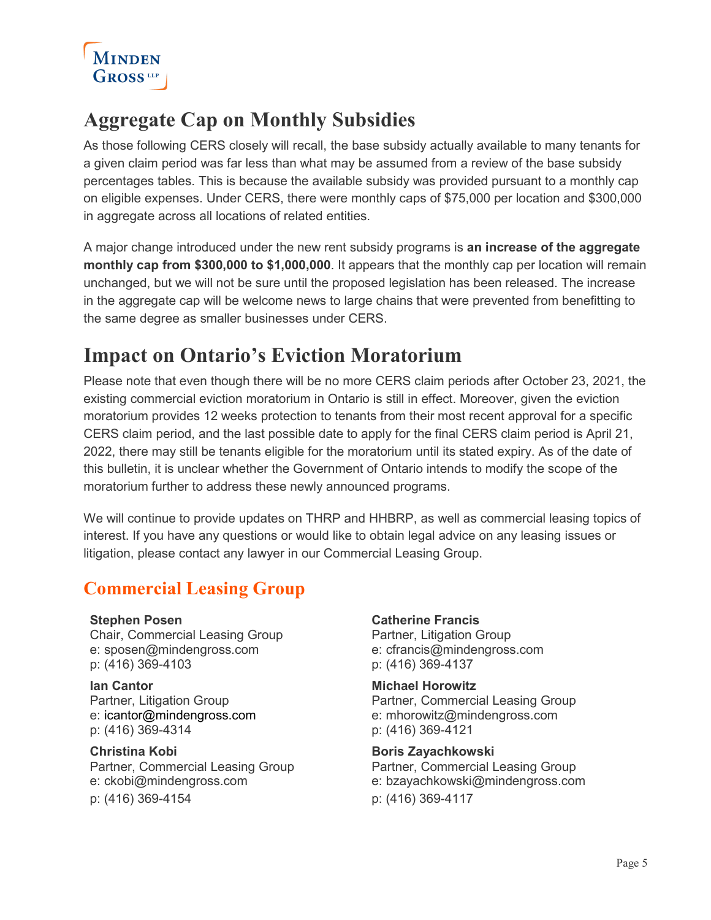## Aggregate Cap on Monthly Subsidies

As those following CERS closely will recall, the base subsidy actually available to many tenants for a given claim period was far less than what may be assumed from a review of the base subsidy percentages tables. This is because the available subsidy was provided pursuant to a monthly cap on eligible expenses. Under CERS, there were monthly caps of $75,000 per location and $300,000 in aggregate across all locations of related entities.

A major change introduced under the new rent subsidy programs is **an increase of the aggregate monthly cap from $300,000 to $1,000,000**. It appears that the monthly cap per location will remain unchanged, but we will not be sure until the proposed legislation has been released. The increase in the aggregate cap will be welcome news to large chains that were prevented from benefitting to the same degree as smaller businesses under CERS.

## Impact on Ontario's Eviction Moratorium

Please note that even though there will be no more CERS claim periods after October 23, 2021, the existing commercial eviction moratorium in Ontario is still in effect. Moreover, given the eviction moratorium provides 12 weeks protection to tenants from their most recent approval for a specific CERS claim period, and the last possible date to apply for the final CERS claim period is April 21, 2022, there may still be tenants eligible for the moratorium until its stated expiry. As of the date of this bulletin, it is unclear whether the Government of Ontario intends to modify the scope of the moratorium further to address these newly announced programs.

We will continue to provide updates on THRP and HHBRP, as well as commercial leasing topics of interest. If you have any questions or would like to obtain legal advice on any leasing issues or litigation, please contact any lawyer in our Commercial Leasing Group.

## Commercial Leasing Group

**Stephen Posen**
Chair, Commercial Leasing Group
e: sposen@mindengross.com
p: (416) 369-4103

**Ian Cantor**
Partner, Litigation Group
e: icantor@mindengross.com
p: (416) 369-4314

**Christina Kobi**
Partner, Commercial Leasing Group
e: ckobi@mindengross.com
p: (416) 369-4154

**Catherine Francis**
Partner, Litigation Group
e: cfrancis@mindengross.com
p: (416) 369-4137

**Michael Horowitz**
Partner, Commercial Leasing Group
e: mhorowitz@mindengross.com
p: (416) 369-4121

**Boris Zayachkowski**
Partner, Commercial Leasing Group
e: bzayachkowski@mindengross.com
p: (416) 369-4117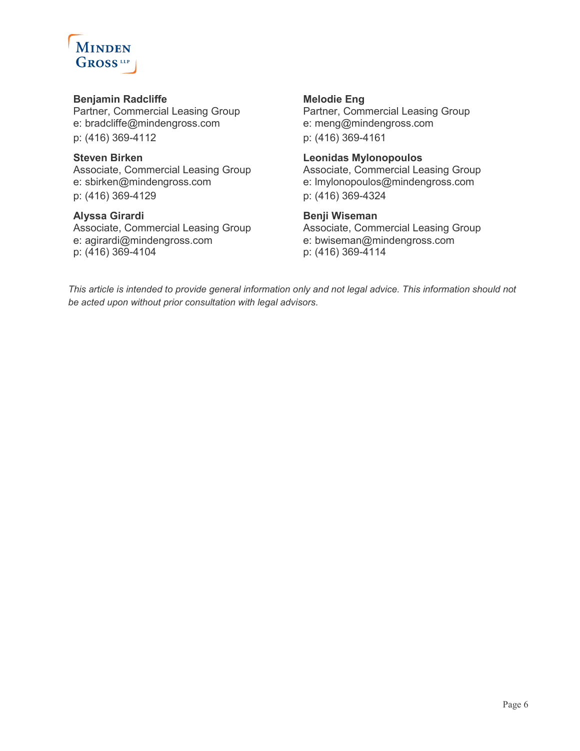**Benjamin Radcliffe**
Partner, Commercial Leasing Group
e: bradcliffe@mindengross.com
p: (416) 369-4112

**Melodie Eng**
Partner, Commercial Leasing Group
e: meng@mindengross.com
p: (416) 369-4161

**Steven Birken**
Associate, Commercial Leasing Group
e: sbirken@mindengross.com
p: (416) 369-4129

**Leonidas Mylonopoulos**
Associate, Commercial Leasing Group
e: lmylonopoulos@mindengross.com
p: (416) 369-4324

**Alyssa Girardi**
Associate, Commercial Leasing Group
e: agirardi@mindengross.com
p: (416) 369-4104

**Benji Wiseman**
Associate, Commercial Leasing Group
e: bwiseman@mindengross.com
p: (416) 369-4114

*This article is intended to provide general information only and not legal advice. This information should not be acted upon without prior consultation with legal advisors.*